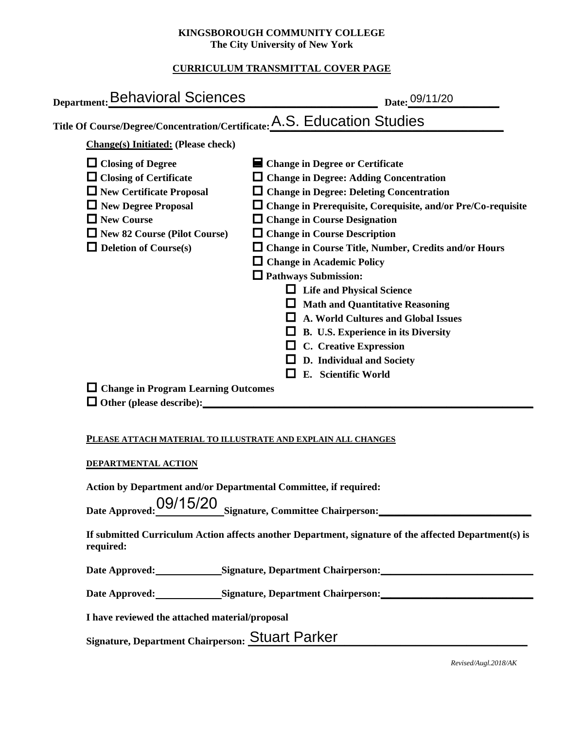**KINGSBOROUGH COMMUNITY COLLEGE**
**The City University of New York**

**CURRICULUM TRANSMITTAL COVER PAGE**

**Department:** Behavioral Sciences **Date:** 09/11/20

**Title Of Course/Degree/Concentration/Certificate:** A.S. Education Studies

**Change(s) Initiated:** (Please check)

- ☐ **Closing of Degree**
- ☐ **Closing of Certificate**
- ☐ **New Certificate Proposal**
- ☐ **New Degree Proposal**
- ☐ **New Course**
- ☐ **New 82 Course (Pilot Course)**
- ☐ **Deletion of Course(s)**
- ☒ **Change in Degree or Certificate**
- ☐ **Change in Degree: Adding Concentration**
- ☐ **Change in Degree: Deleting Concentration**
- ☐ **Change in Prerequisite, Corequisite, and/or Pre/Co-requisite**
- ☐ **Change in Course Designation**
- ☐ **Change in Course Description**
- ☐ **Change in Course Title, Number, Credits and/or Hours**
- ☐ **Change in Academic Policy**
- ☐ **Pathways Submission:**
  - ☐ **Life and Physical Science**
  - ☐ **Math and Quantitative Reasoning**
  - ☐ **A. World Cultures and Global Issues**
  - ☐ **B. U.S. Experience in its Diversity**
  - ☐ **C. Creative Expression**
  - ☐ **D. Individual and Society**
  - ☐ **E. Scientific World**
- ☐ **Change in Program Learning Outcomes**
- ☐ **Other (please describe):** ____________________

**PLEASE ATTACH MATERIAL TO ILLUSTRATE AND EXPLAIN ALL CHANGES**

**DEPARTMENTAL ACTION**

**Action by Department and/or Departmental Committee, if required:**

**Date Approved:** 09/15/20 **Signature, Committee Chairperson:** ____________________

**If submitted Curriculum Action affects another Department, signature of the affected Department(s) is required:**

**Date Approved:** __________ **Signature, Department Chairperson:** ____________________

**Date Approved:** __________ **Signature, Department Chairperson:** ____________________

**I have reviewed the attached material/proposal**

**Signature, Department Chairperson:** Stuart Parker

*Revised/Augl.2018/AK*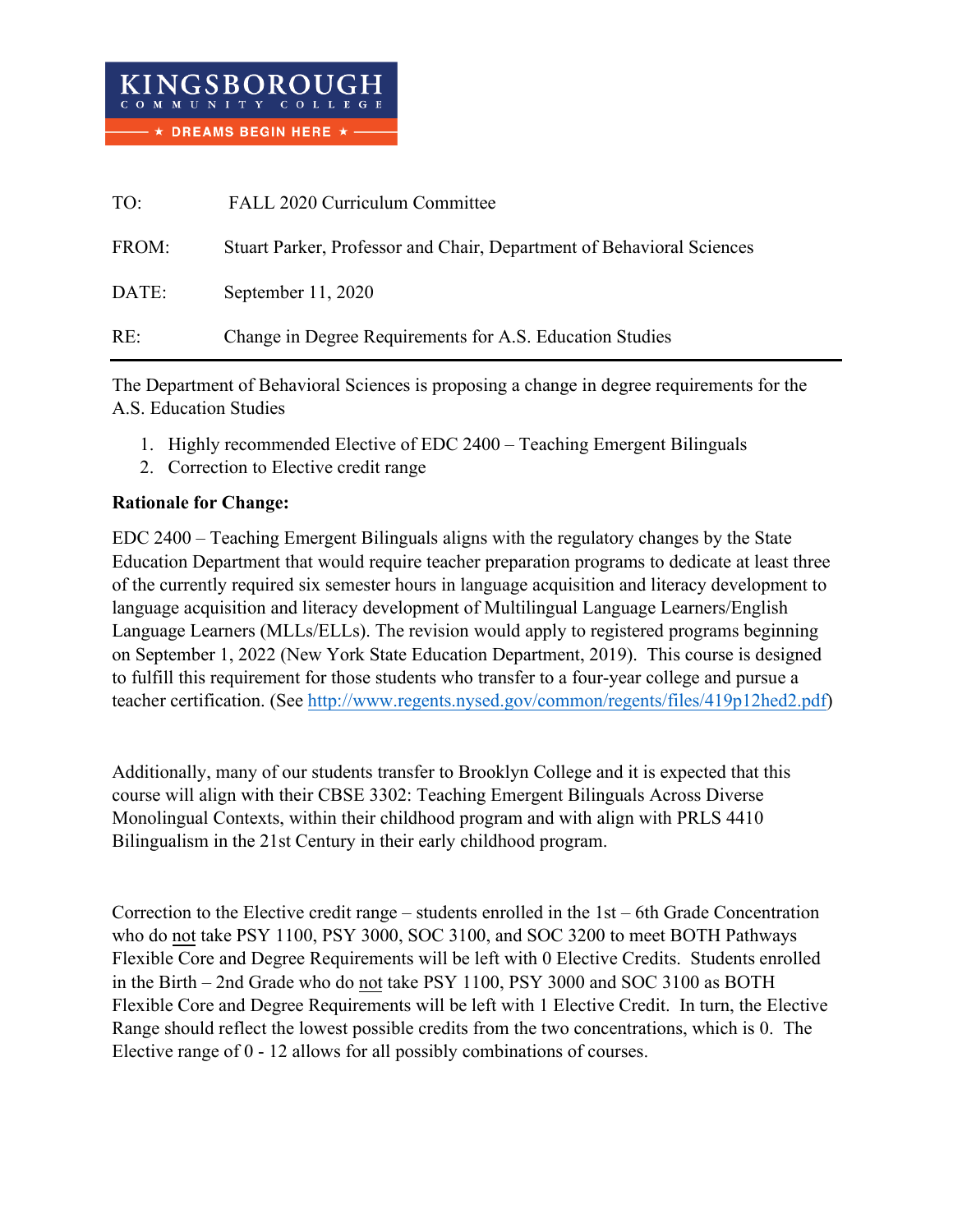KINGSBOROUGH COMMUNITY COLLEGE
★ DREAMS BEGIN HERE ★

| | |
|---|---|
| TO: | FALL 2020 Curriculum Committee |
| FROM: | Stuart Parker, Professor and Chair, Department of Behavioral Sciences |
| DATE: | September 11, 2020 |
| RE: | Change in Degree Requirements for A.S. Education Studies |

---

The Department of Behavioral Sciences is proposing a change in degree requirements for the A.S. Education Studies

1. Highly recommended Elective of EDC 2400 – Teaching Emergent Bilinguals
2. Correction to Elective credit range

**Rationale for Change:**

EDC 2400 – Teaching Emergent Bilinguals aligns with the regulatory changes by the State Education Department that would require teacher preparation programs to dedicate at least three of the currently required six semester hours in language acquisition and literacy development to language acquisition and literacy development of Multilingual Language Learners/English Language Learners (MLLs/ELLs). The revision would apply to registered programs beginning on September 1, 2022 (New York State Education Department, 2019). This course is designed to fulfill this requirement for those students who transfer to a four-year college and pursue a teacher certification. (See [http://www.regents.nysed.gov/common/regents/files/419p12hed2.pdf](http://www.regents.nysed.gov/common/regents/files/419p12hed2.pdf))

Additionally, many of our students transfer to Brooklyn College and it is expected that this course will align with their CBSE 3302: Teaching Emergent Bilinguals Across Diverse Monolingual Contexts, within their childhood program and with align with PRLS 4410 Bilingualism in the 21st Century in their early childhood program.

Correction to the Elective credit range – students enrolled in the 1st – 6th Grade Concentration who do not take PSY 1100, PSY 3000, SOC 3100, and SOC 3200 to meet BOTH Pathways Flexible Core and Degree Requirements will be left with 0 Elective Credits. Students enrolled in the Birth – 2nd Grade who do not take PSY 1100, PSY 3000 and SOC 3100 as BOTH Flexible Core and Degree Requirements will be left with 1 Elective Credit. In turn, the Elective Range should reflect the lowest possible credits from the two concentrations, which is 0. The Elective range of 0 - 12 allows for all possibly combinations of courses.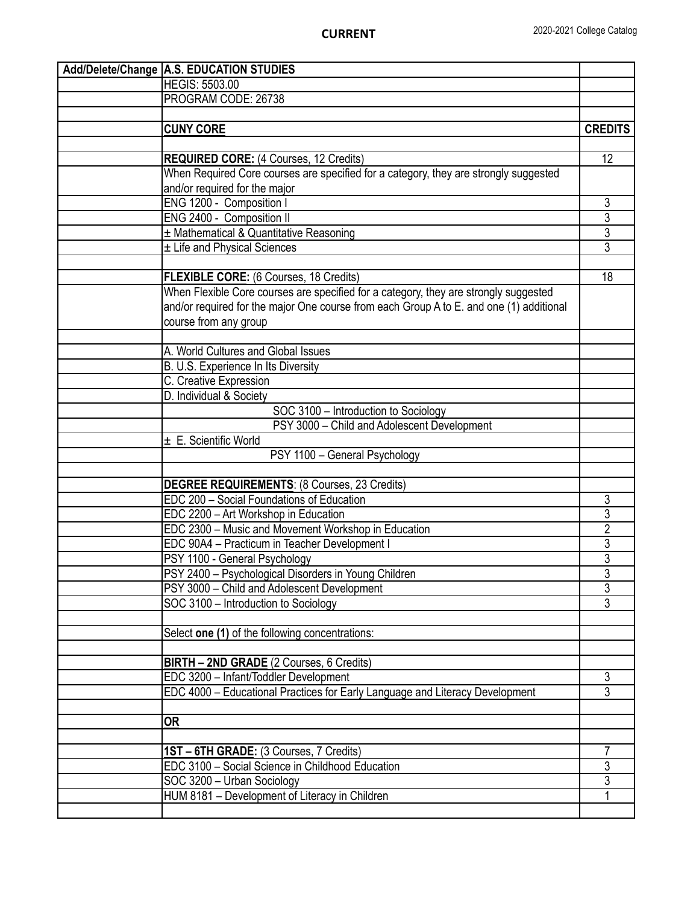**CURRENT**

| Add/Delete/Change | A.S. EDUCATION STUDIES | |
|---|---|---|
| | HEGIS: 5503.00 | |
| | PROGRAM CODE: 26738 | |
| | | |
| | **CUNY CORE** | **CREDITS** |
| | | |
| | **REQUIRED CORE:** (4 Courses, 12 Credits) | 12 |
| | When Required Core courses are specified for a category, they are strongly suggested and/or required for the major | |
| | ENG 1200 - Composition I | 3 |
| | ENG 2400 - Composition II | 3 |
| | ± Mathematical & Quantitative Reasoning | 3 |
| | ± Life and Physical Sciences | 3 |
| | | |
| | **FLEXIBLE CORE:** (6 Courses, 18 Credits) | 18 |
| | When Flexible Core courses are specified for a category, they are strongly suggested and/or required for the major One course from each Group A to E. and one (1) additional course from any group | |
| | | |
| | A. World Cultures and Global Issues | |
| | B. U.S. Experience In Its Diversity | |
| | C. Creative Expression | |
| | D. Individual & Society | |
| | SOC 3100 – Introduction to Sociology | |
| | PSY 3000 – Child and Adolescent Development | |
| | ± E. Scientific World | |
| | PSY 1100 – General Psychology | |
| | | |
| | **DEGREE REQUIREMENTS**: (8 Courses, 23 Credits) | |
| | EDC 200 – Social Foundations of Education | 3 |
| | EDC 2200 – Art Workshop in Education | 3 |
| | EDC 2300 – Music and Movement Workshop in Education | 2 |
| | EDC 90A4 – Practicum in Teacher Development I | 3 |
| | PSY 1100 - General Psychology | 3 |
| | PSY 2400 – Psychological Disorders in Young Children | 3 |
| | PSY 3000 – Child and Adolescent Development | 3 |
| | SOC 3100 – Introduction to Sociology | 3 |
| | | |
| | Select **one (1)** of the following concentrations: | |
| | | |
| | **BIRTH – 2ND GRADE** (2 Courses, 6 Credits) | |
| | EDC 3200 – Infant/Toddler Development | 3 |
| | EDC 4000 – Educational Practices for Early Language and Literacy Development | 3 |
| | | |
| | **OR** | |
| | | |
| | **1ST – 6TH GRADE:** (3 Courses, 7 Credits) | 7 |
| | EDC 3100 – Social Science in Childhood Education | 3 |
| | SOC 3200 – Urban Sociology | 3 |
| | HUM 8181 – Development of Literacy in Children | 1 |
| | | |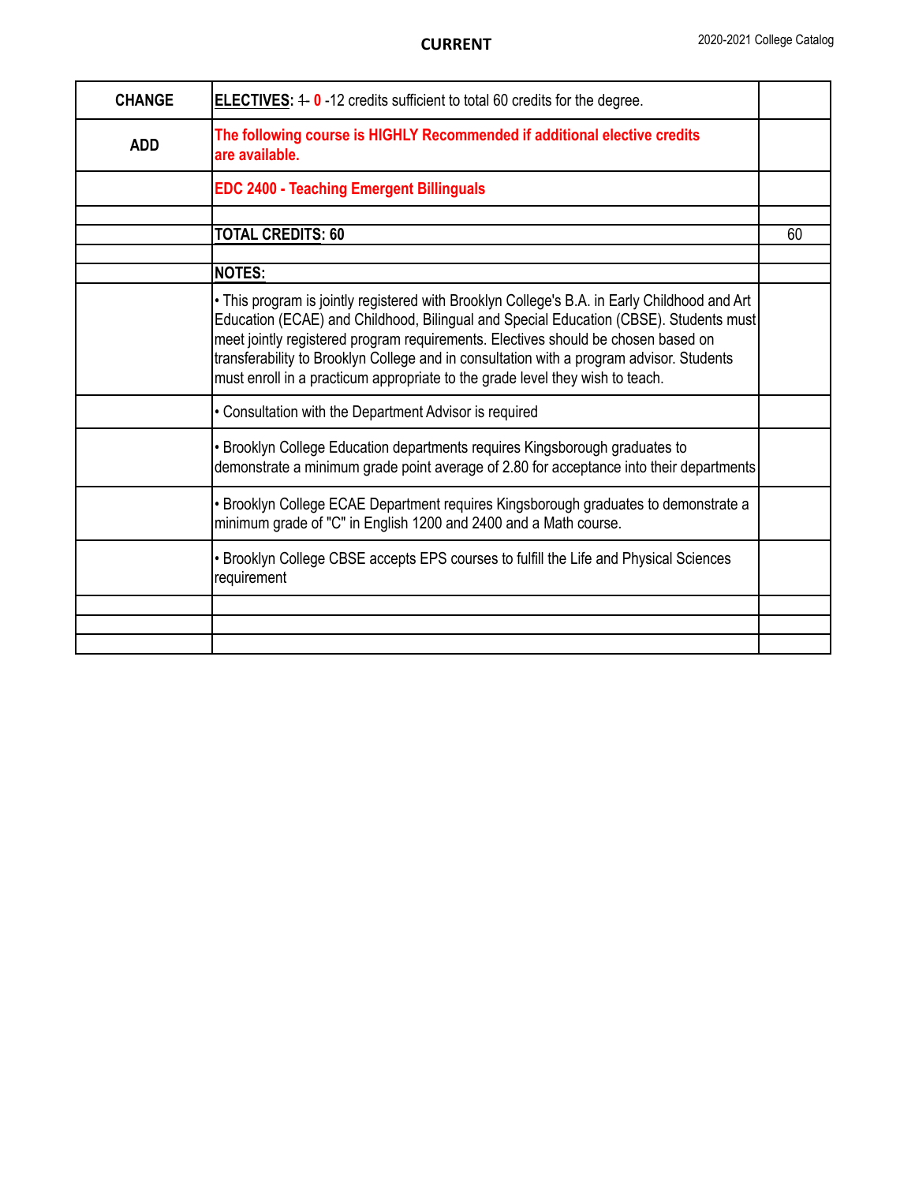| | | |
|---|---|---|
| **CHANGE** | **ELECTIVES:** ~~1~~ **0** -12 credits sufficient to total 60 credits for the degree. | |
| **ADD** | **The following course is HIGHLY Recommended if additional elective credits are available.** | |
| | **EDC 2400 - Teaching Emergent Billinguals** | |
| | | |
| | **TOTAL CREDITS: 60** | 60 |
| | | |
| | **NOTES:** | |
| | • This program is jointly registered with Brooklyn College's B.A. in Early Childhood and Art Education (ECAE) and Childhood, Bilingual and Special Education (CBSE). Students must meet jointly registered program requirements. Electives should be chosen based on transferability to Brooklyn College and in consultation with a program advisor. Students must enroll in a practicum appropriate to the grade level they wish to teach. | |
| | • Consultation with the Department Advisor is required | |
| | • Brooklyn College Education departments requires Kingsborough graduates to demonstrate a minimum grade point average of 2.80 for acceptance into their departments | |
| | • Brooklyn College ECAE Department requires Kingsborough graduates to demonstrate a minimum grade of "C" in English 1200 and 2400 and a Math course. | |
| | • Brooklyn College CBSE accepts EPS courses to fulfill the Life and Physical Sciences requirement | |
| | | |
| | | |
| | | |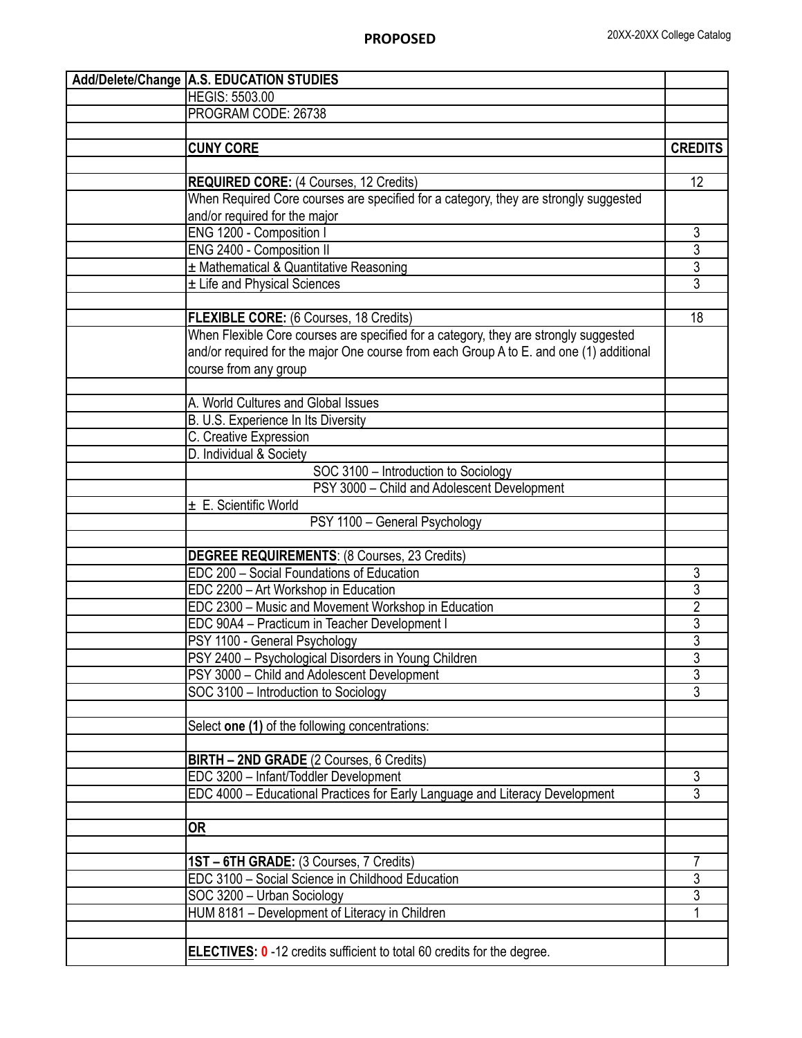**PROPOSED**

| Add/Delete/Change | A.S. EDUCATION STUDIES | |
|---|---|---|
| | HEGIS: 5503.00 | |
| | PROGRAM CODE: 26738 | |
| | | |
| | **CUNY CORE** | **CREDITS** |
| | | |
| | **REQUIRED CORE:** (4 Courses, 12 Credits) | 12 |
| | When Required Core courses are specified for a category, they are strongly suggested and/or required for the major | |
| | ENG 1200 - Composition I | 3 |
| | ENG 2400 - Composition II | 3 |
| | ± Mathematical & Quantitative Reasoning | 3 |
| | ± Life and Physical Sciences | 3 |
| | | |
| | **FLEXIBLE CORE:** (6 Courses, 18 Credits) | 18 |
| | When Flexible Core courses are specified for a category, they are strongly suggested and/or required for the major One course from each Group A to E. and one (1) additional course from any group | |
| | | |
| | A. World Cultures and Global Issues | |
| | B. U.S. Experience In Its Diversity | |
| | C. Creative Expression | |
| | D. Individual & Society | |
| | SOC 3100 – Introduction to Sociology | |
| | PSY 3000 – Child and Adolescent Development | |
| | ± E. Scientific World | |
| | PSY 1100 – General Psychology | |
| | | |
| | **DEGREE REQUIREMENTS**: (8 Courses, 23 Credits) | |
| | EDC 200 – Social Foundations of Education | 3 |
| | EDC 2200 – Art Workshop in Education | 3 |
| | EDC 2300 – Music and Movement Workshop in Education | 2 |
| | EDC 90A4 – Practicum in Teacher Development I | 3 |
| | PSY 1100 - General Psychology | 3 |
| | PSY 2400 – Psychological Disorders in Young Children | 3 |
| | PSY 3000 – Child and Adolescent Development | 3 |
| | SOC 3100 – Introduction to Sociology | 3 |
| | | |
| | Select **one (1)** of the following concentrations: | |
| | | |
| | **BIRTH – 2ND GRADE** (2 Courses, 6 Credits) | |
| | EDC 3200 – Infant/Toddler Development | 3 |
| | EDC 4000 – Educational Practices for Early Language and Literacy Development | 3 |
| | | |
| | **OR** | |
| | | |
| | **1ST – 6TH GRADE:** (3 Courses, 7 Credits) | 7 |
| | EDC 3100 – Social Science in Childhood Education | 3 |
| | SOC 3200 – Urban Sociology | 3 |
| | HUM 8181 – Development of Literacy in Children | 1 |
| | | |
| | **ELECTIVES:** **0** -12 credits sufficient to total 60 credits for the degree. | |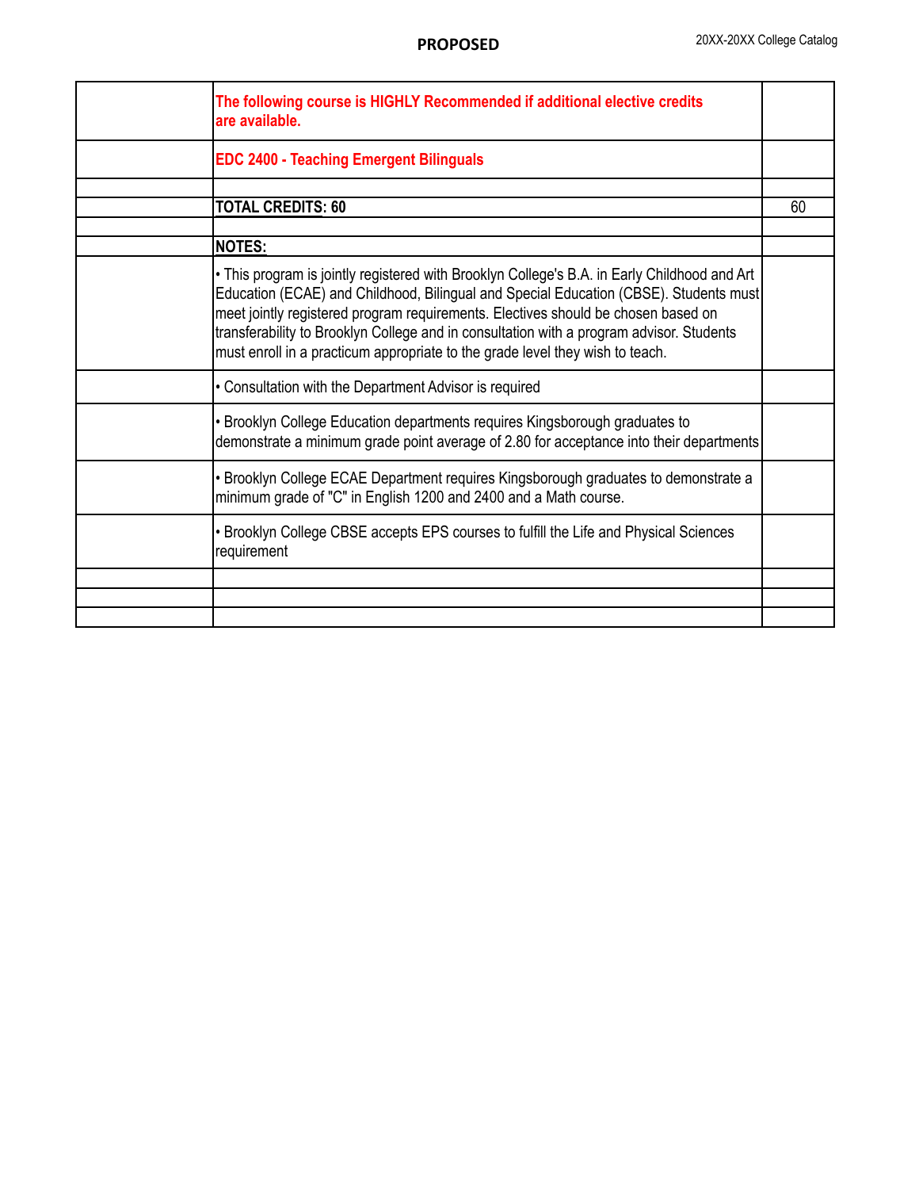**PROPOSED**

| | | |
|---|---|---|
| | **The following course is HIGHLY Recommended if additional elective credits are available.** | |
| | **EDC 2400 - Teaching Emergent Bilinguals** | |
| | | |
| | **TOTAL CREDITS: 60** | 60 |
| | | |
| | **NOTES:** | |
| | • This program is jointly registered with Brooklyn College's B.A. in Early Childhood and Art Education (ECAE) and Childhood, Bilingual and Special Education (CBSE). Students must meet jointly registered program requirements. Electives should be chosen based on transferability to Brooklyn College and in consultation with a program advisor. Students must enroll in a practicum appropriate to the grade level they wish to teach. | |
| | • Consultation with the Department Advisor is required | |
| | • Brooklyn College Education departments requires Kingsborough graduates to demonstrate a minimum grade point average of 2.80 for acceptance into their departments | |
| | • Brooklyn College ECAE Department requires Kingsborough graduates to demonstrate a minimum grade of "C" in English 1200 and 2400 and a Math course. | |
| | • Brooklyn College CBSE accepts EPS courses to fulfill the Life and Physical Sciences requirement | |
| | | |
| | | |
| | | |